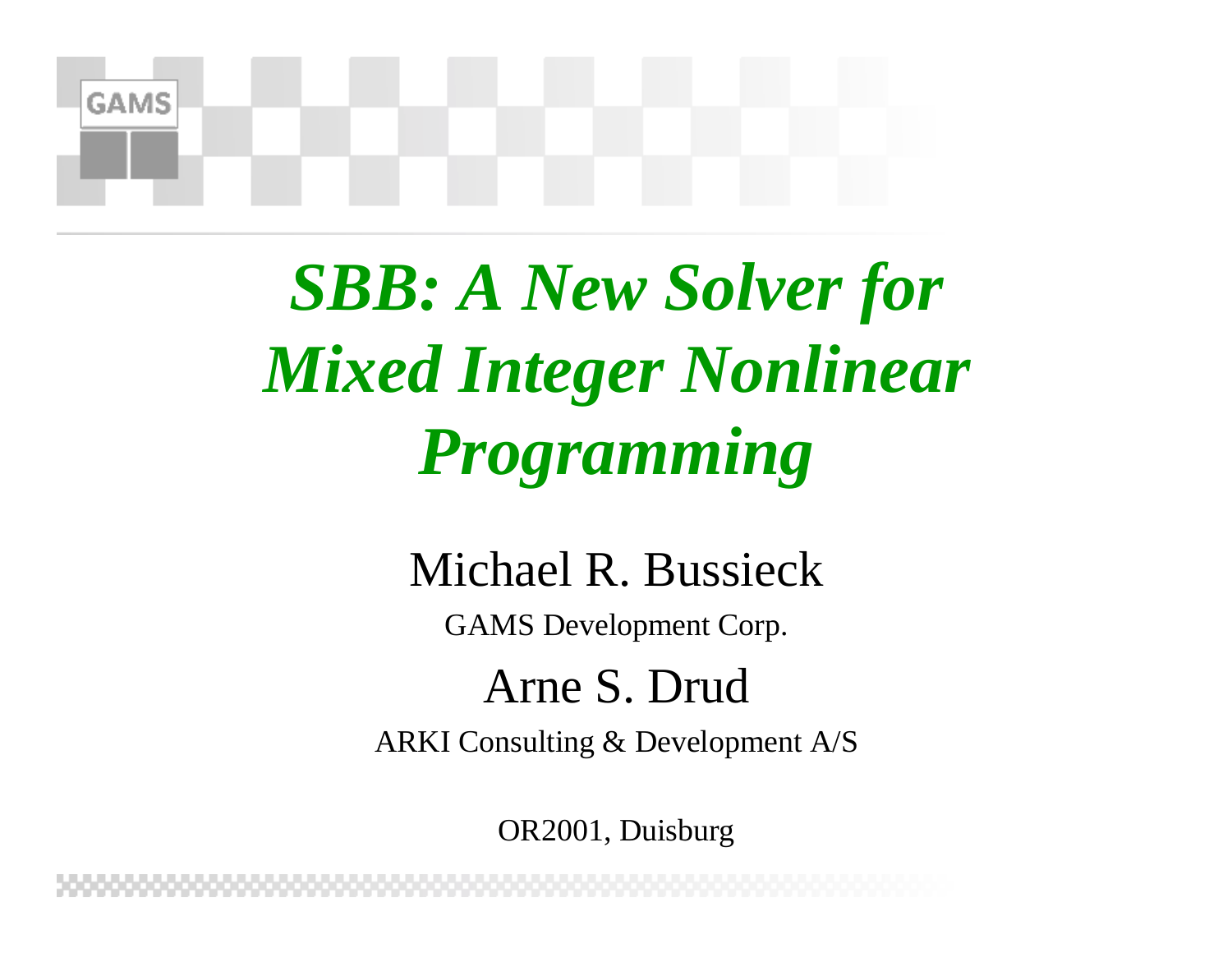# *SBB: A New Solver for Mixed Integer Nonlinear Programming*

Michael R. Bussieck

GAMS Development Corp.

Arne S. Drud

ARKI Consulting & Development A/S

OR2001, Duisburg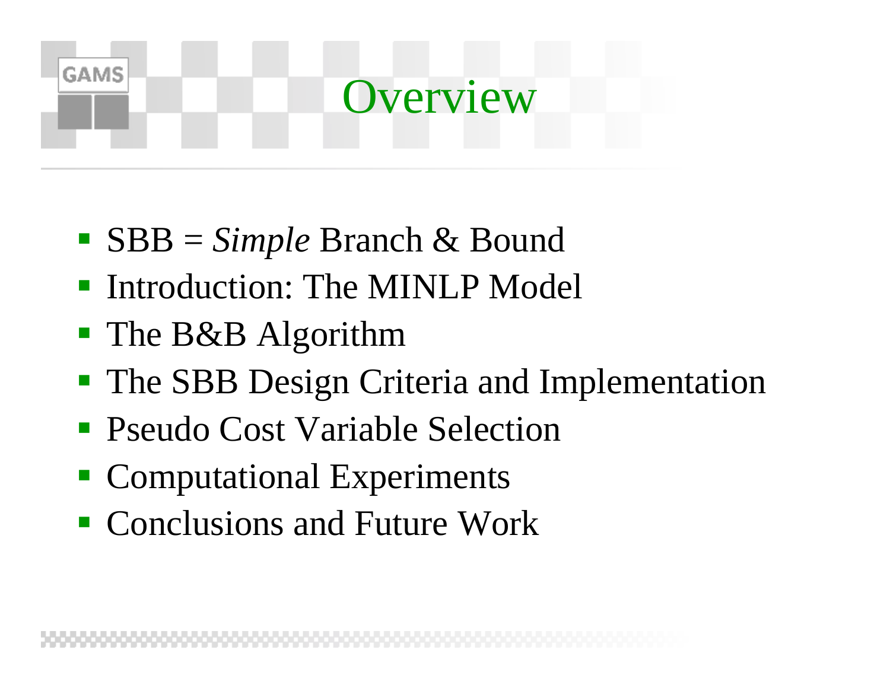# Overview

- SBB = *Simple* Branch & Bound
- Introduction: The MINLP Model
- The B&B Algorithm
- The SBB Design Criteria and Implementation
- Pseudo Cost Variable Selection
- Computational Experiments
- Conclusions and Future Work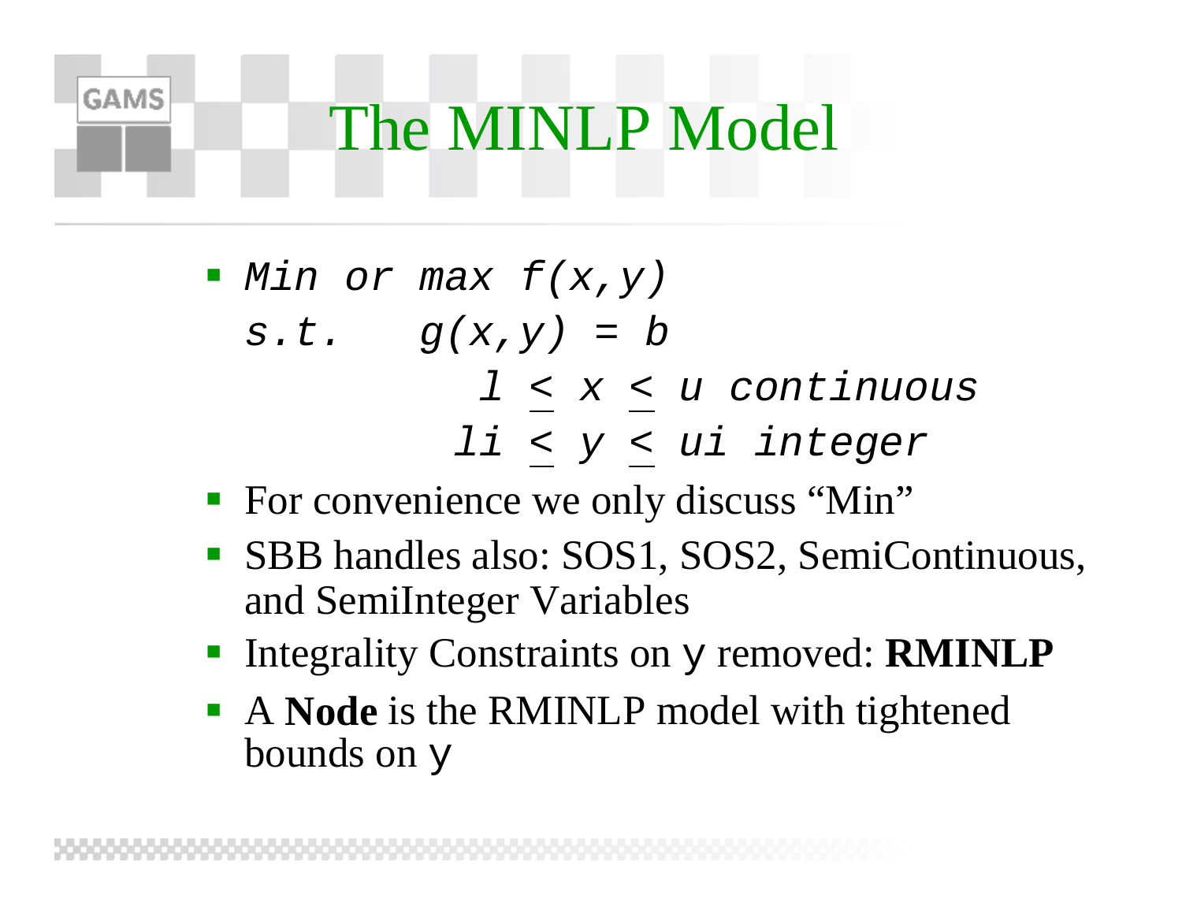# The MINLP Model

- $$\begin{aligned} &\text{Min or max } f(x,y) \\ &\text{s.t.} \quad g(x,y) = b \\ &\qquad\quad l \leq x \leq u \text{ continuous} \\ &\qquad\quad li \leq y \leq ui \text{ integer} \end{aligned}$$
- For convenience we only discuss “Min”
- SBB handles also: SOS1, SOS2, SemiContinuous, and SemiInteger Variables
- Integrality Constraints on $y$ removed: **RMINLP**
- A **Node** is the RMINLP model with tightened bounds on $y$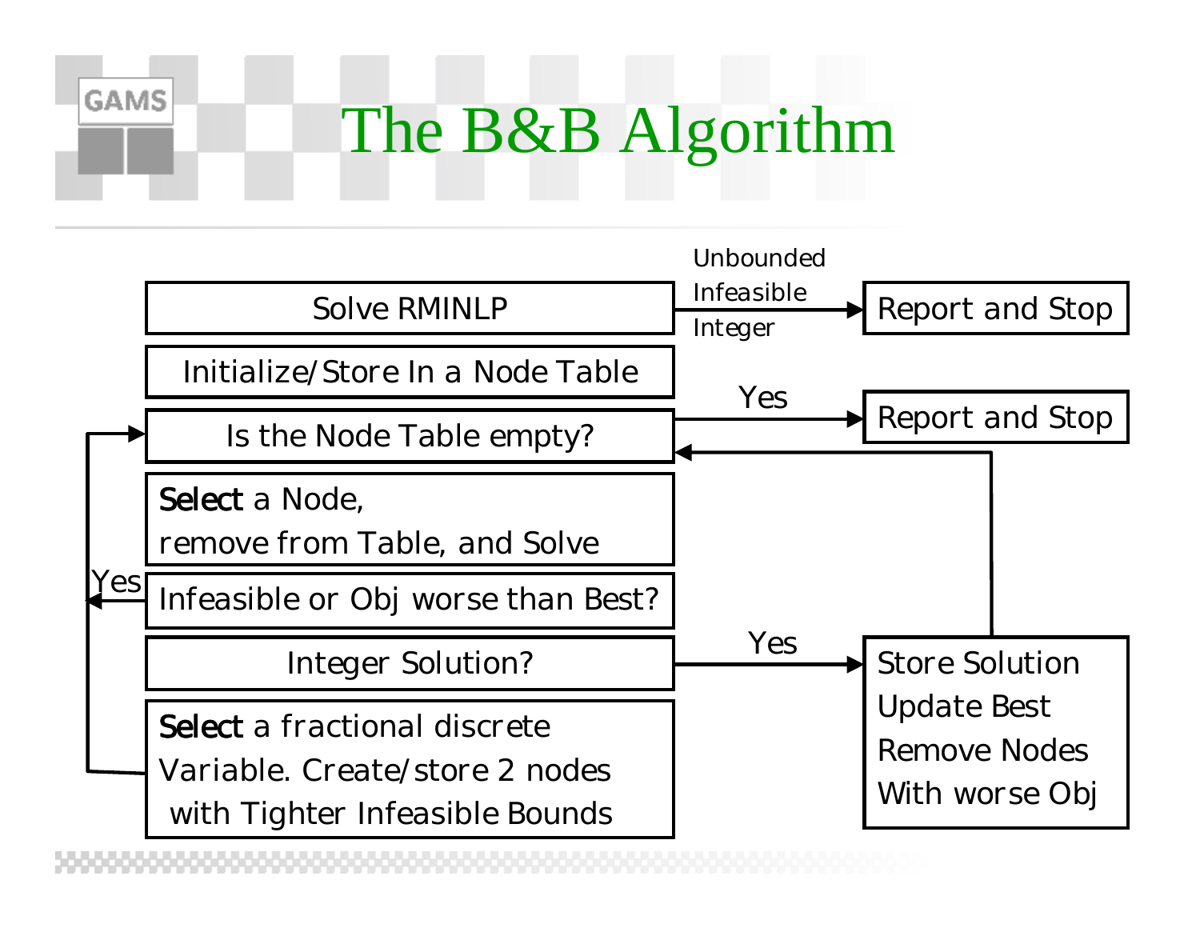# The B&B Algorithm

Solve RMINLP → (Unbounded / Infeasible / Integer) → Report and Stop

Initialize/Store In a Node Table

Is the Node Table empty? → Yes → Report and Stop

**Select** a Node,
remove from Table, and Solve

Infeasible or Obj worse than Best? → Yes → (back to "Is the Node Table empty?")

Integer Solution? → Yes → Store Solution, Update Best, Remove Nodes With worse Obj → (back to "Is the Node Table empty?")

**Select** a fractional discrete Variable. Create/store 2 nodes with Tighter Infeasible Bounds → (back to "Is the Node Table empty?")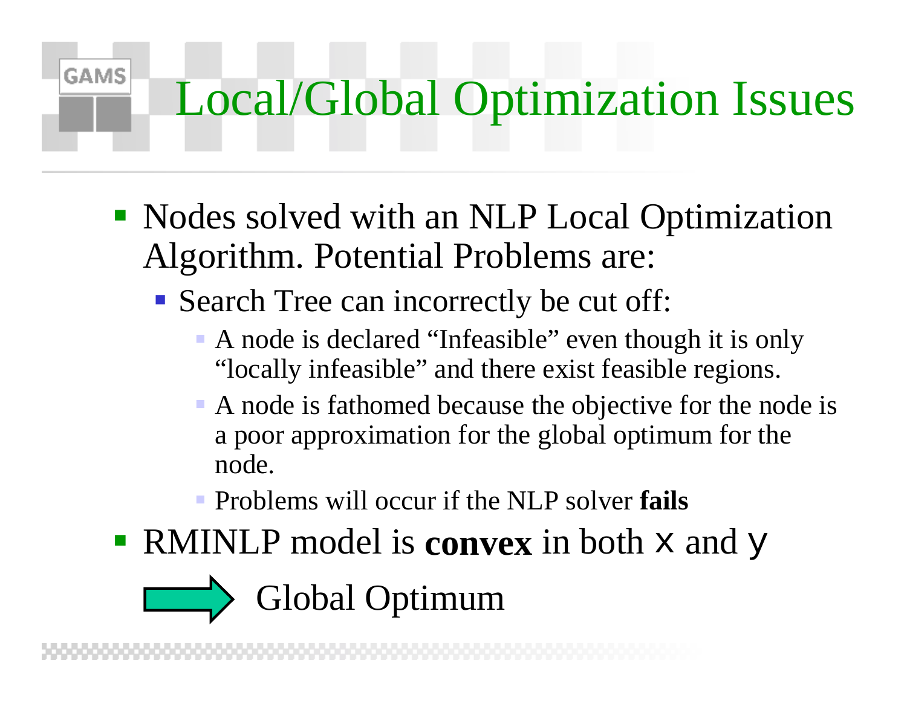# Local/Global Optimization Issues

- Nodes solved with an NLP Local Optimization Algorithm. Potential Problems are:
  - Search Tree can incorrectly be cut off:
    - A node is declared "Infeasible" even though it is only "locally infeasible" and there exist feasible regions.
    - A node is fathomed because the objective for the node is a poor approximation for the global optimum for the node.
    - Problems will occur if the NLP solver **fails**
- RMINLP model is **convex** in both x and y

⟹ Global Optimum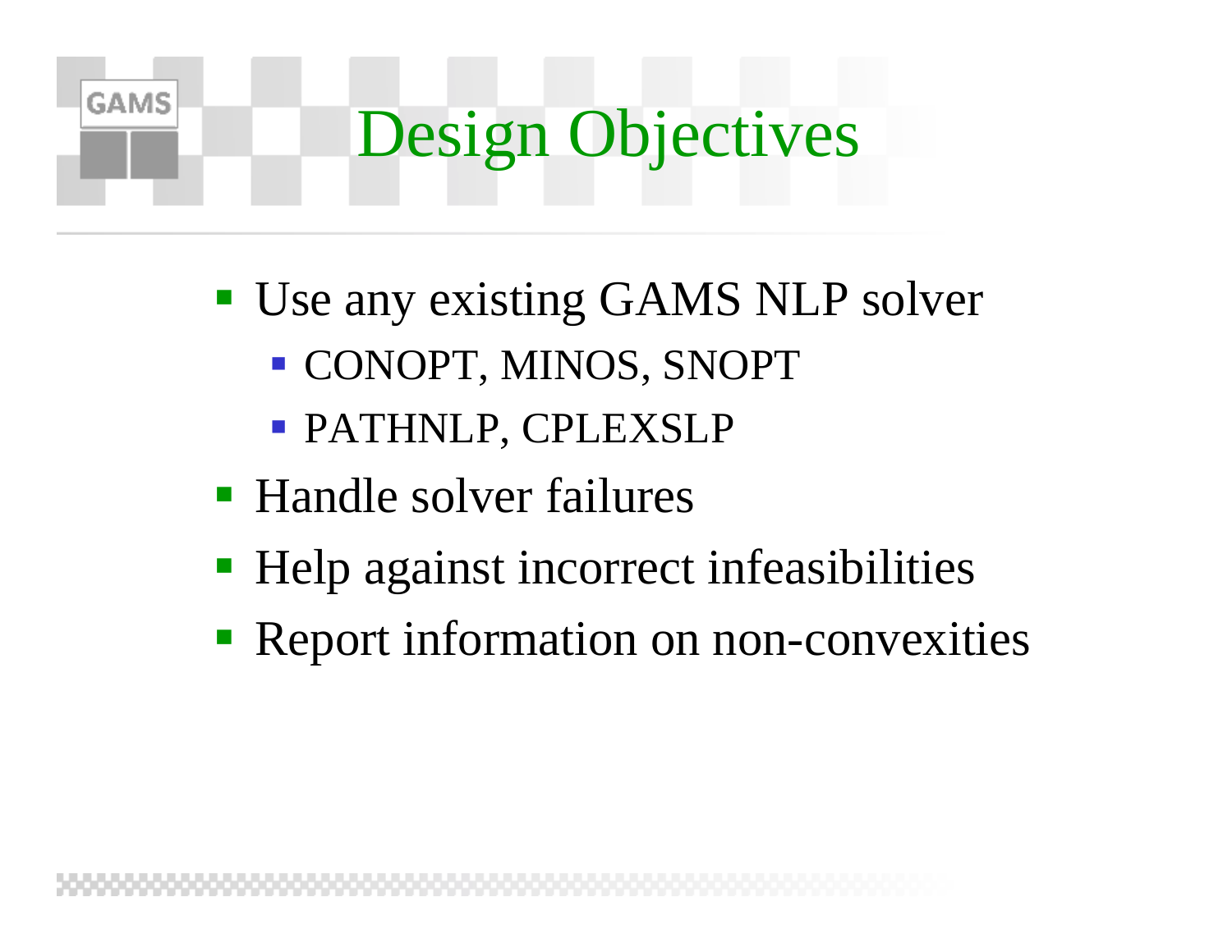# Design Objectives

- Use any existing GAMS NLP solver
  - CONOPT, MINOS, SNOPT
  - PATHNLP, CPLEXSLP
- Handle solver failures
- Help against incorrect infeasibilities
- Report information on non-convexities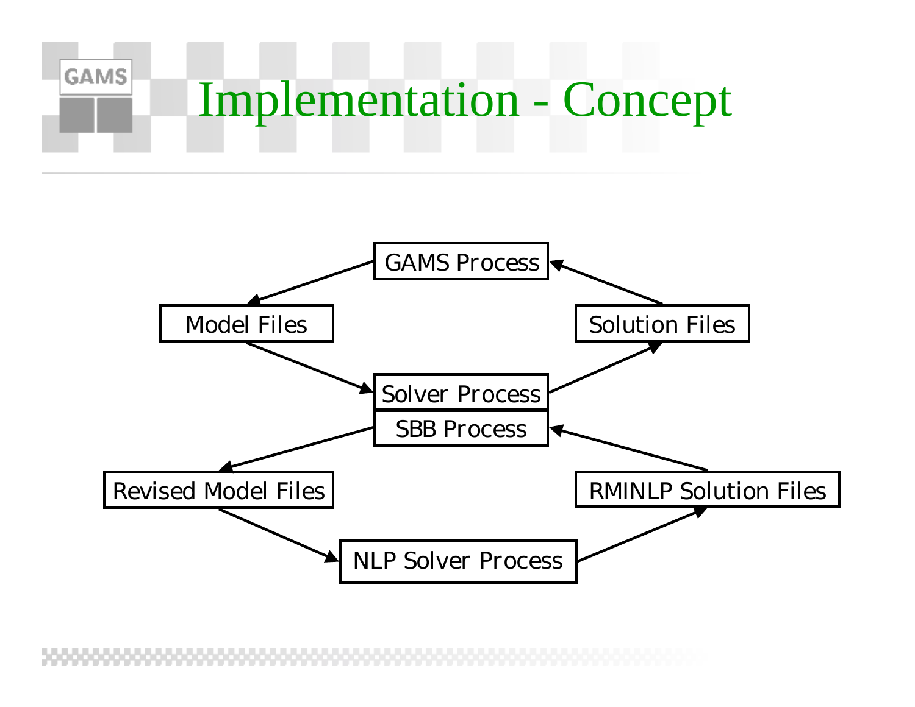# Implementation - Concept

GAMS Process

Model Files

Solution Files

Solver Process

SBB Process

Revised Model Files

RMINLP Solution Files

NLP Solver Process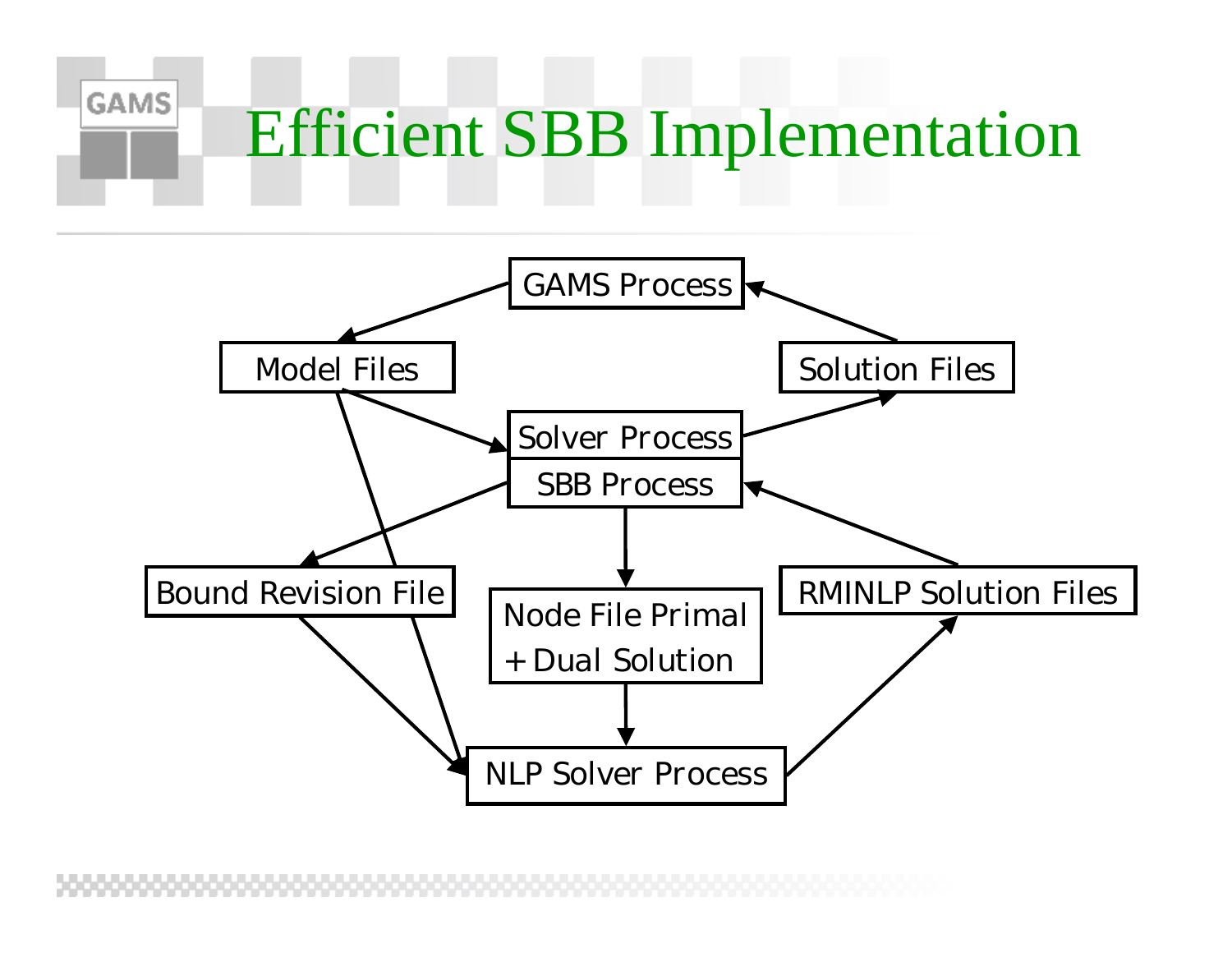# Efficient SBB Implementation

GAMS Process

Model Files

Solution Files

Solver Process

SBB Process

Bound Revision File

Node File Primal + Dual Solution

RMINLP Solution Files

NLP Solver Process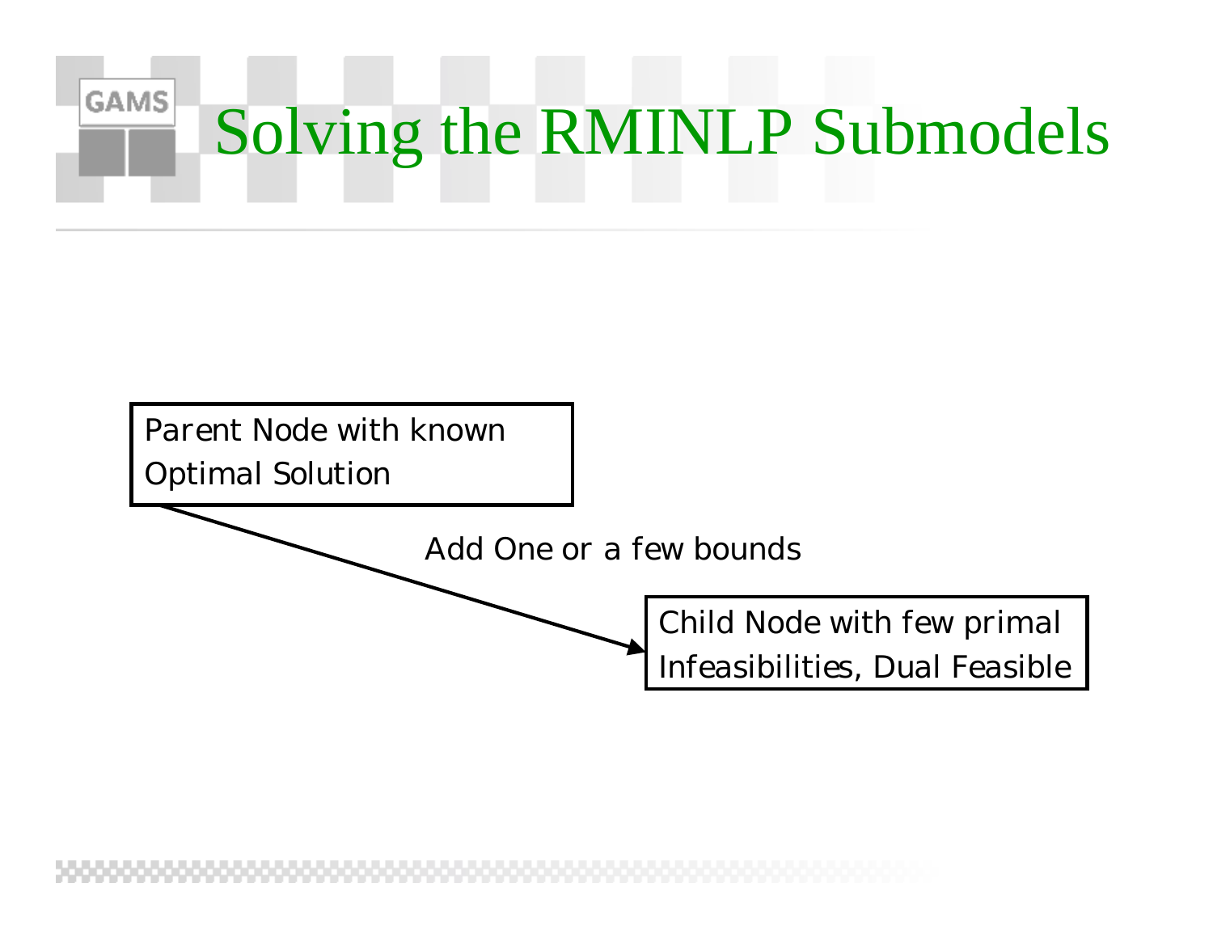# Solving the RMINLP Submodels

Parent Node with known Optimal Solution

Add One or a few bounds

Child Node with few primal Infeasibilities, Dual Feasible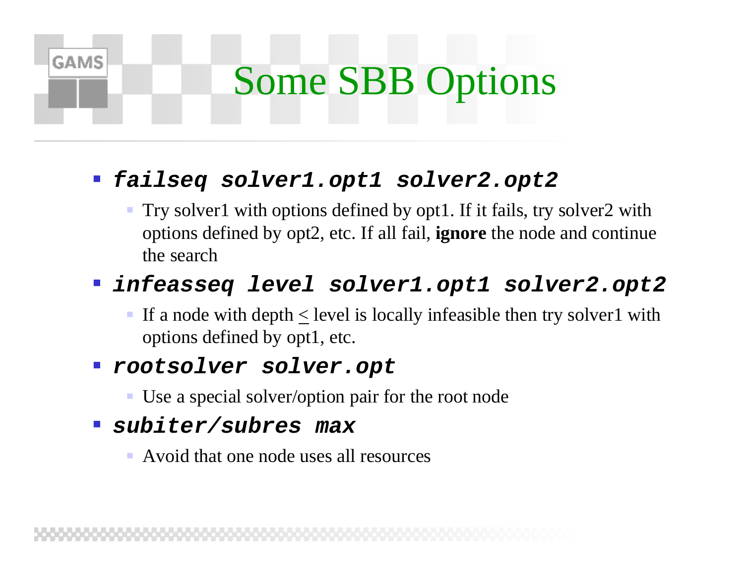# Some SBB Options

- ***failseq solver1.opt1 solver2.opt2***
  - Try solver1 with options defined by opt1. If it fails, try solver2 with options defined by opt2, etc. If all fail, **ignore** the node and continue the search
- ***infeasseq level solver1.opt1 solver2.opt2***
  - If a node with depth $\leq$ level is locally infeasible then try solver1 with options defined by opt1, etc.
- ***rootsolver solver.opt***
  - Use a special solver/option pair for the root node
- ***subiter/subres max***
  - Avoid that one node uses all resources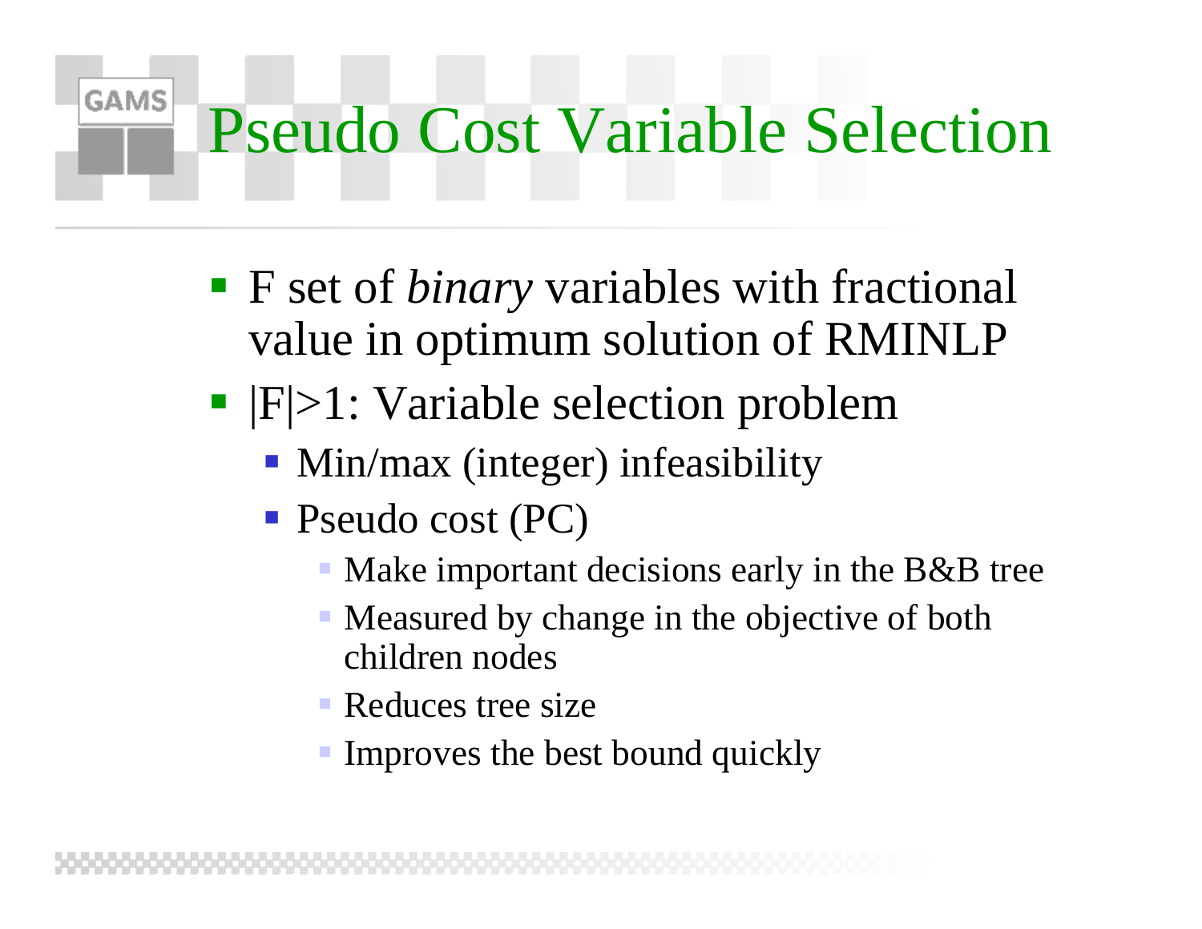# Pseudo Cost Variable Selection

- F set of *binary* variables with fractional value in optimum solution of RMINLP
- |F|>1: Variable selection problem
  - Min/max (integer) infeasibility
  - Pseudo cost (PC)
    - Make important decisions early in the B&B tree
    - Measured by change in the objective of both children nodes
    - Reduces tree size
    - Improves the best bound quickly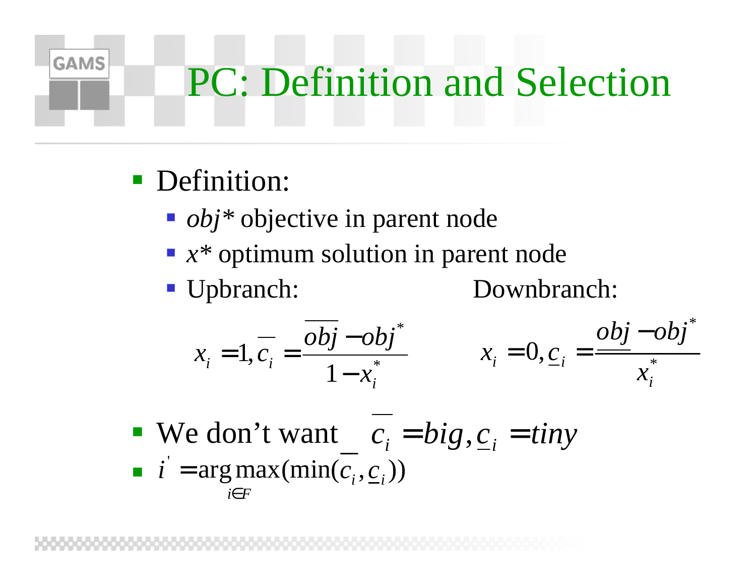# PC: Definition and Selection

- Definition:
  - *obj\** objective in parent node
  - *x\** optimum solution in parent node
  - Upbranch: Downbranch:

$$x_i = 1, \overline{c}_i = \frac{\overline{obj} - obj^*}{1 - x_i^*} \qquad x_i = 0, \underline{c}_i = \frac{\underline{obj} - obj^*}{x_i^*}$$

- We don't want $\overline{c}_i = big, \underline{c}_i = tiny$
- $i' = \arg\max_{i \in F} (\min(\overline{c}_i, \underline{c}_i))$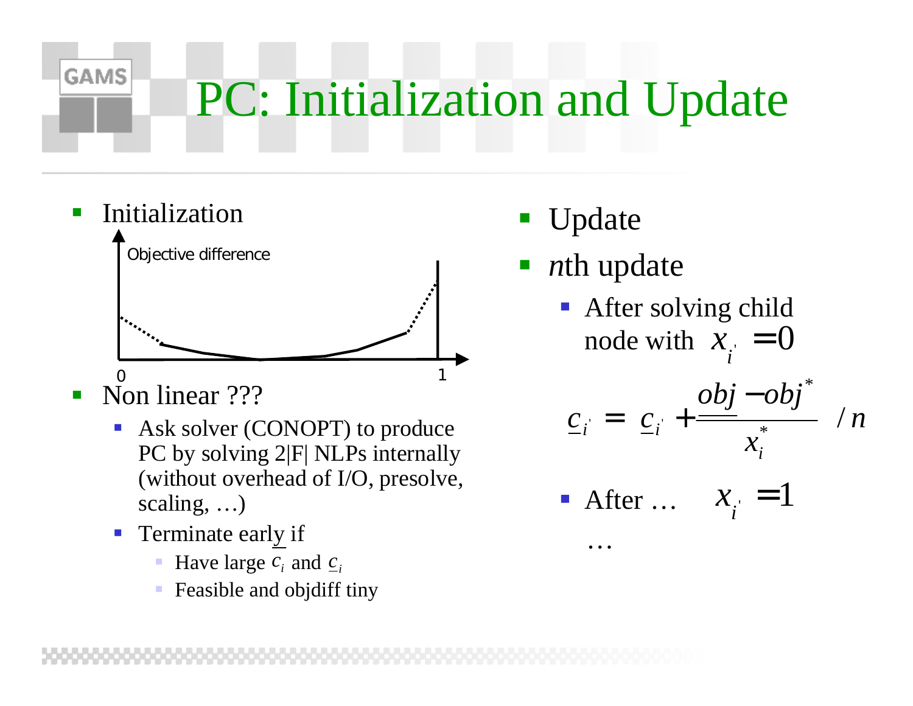# PC: Initialization and Update

- Initialization

Objective difference

0 1

- Non linear ???
  - Ask solver (CONOPT) to produce PC by solving 2|F| NLPs internally (without overhead of I/O, presolve, scaling, …)
  - Terminate early if
    - Have large $\bar{c}_i$ and $\underline{c}_i$
    - Feasible and objdiff tiny

- Update
- *n*th update
  - After solving child node with $x_{i'} = 0$

$$\underline{c}_{i'} = \underline{c}_{i'} + \frac{\underline{obj} - obj^*}{x_i^*} / n$$

  - After … $x_{i'} = 1$

…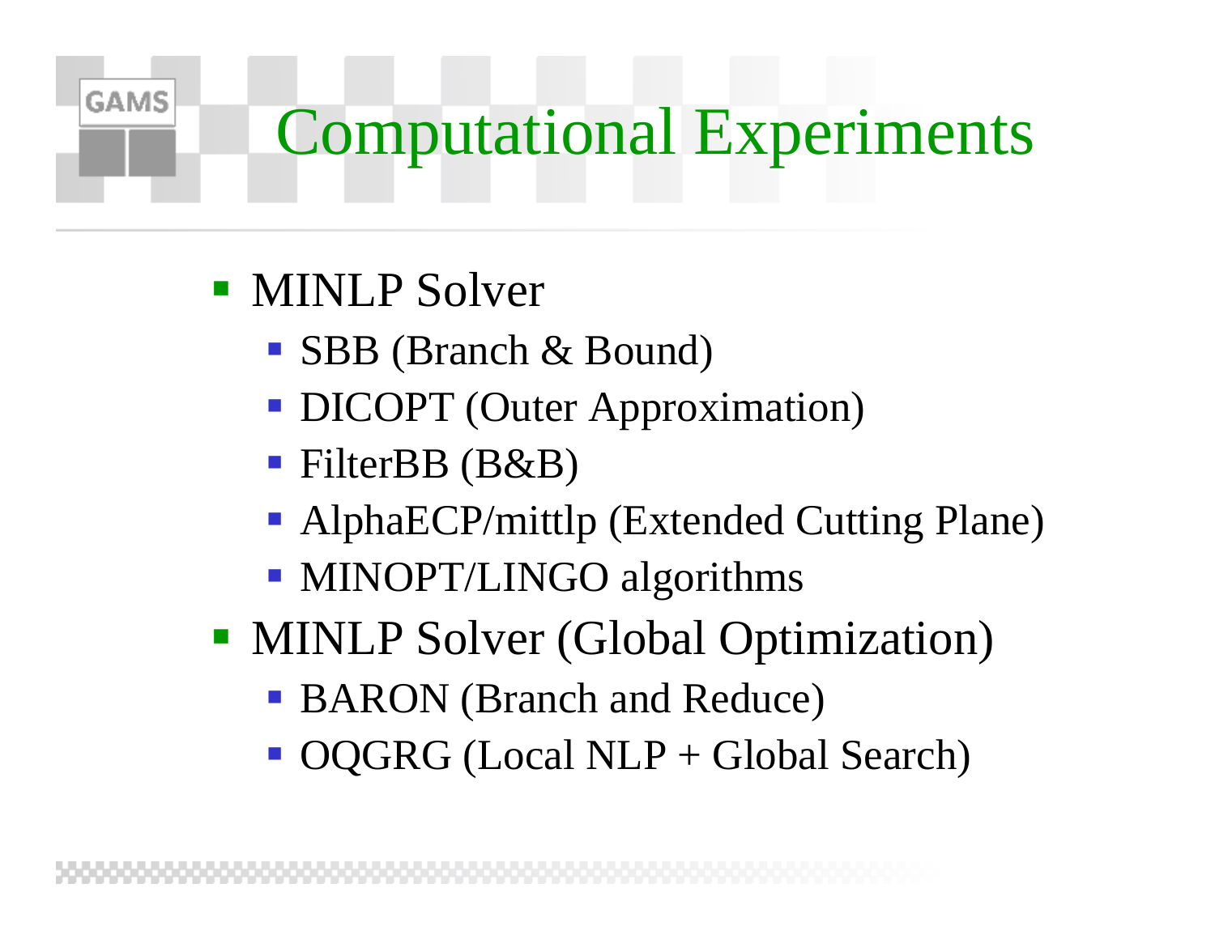# Computational Experiments

- MINLP Solver
  - SBB (Branch & Bound)
  - DICOPT (Outer Approximation)
  - FilterBB (B&B)
  - AlphaECP/mittlp (Extended Cutting Plane)
  - MINOPT/LINGO algorithms
- MINLP Solver (Global Optimization)
  - BARON (Branch and Reduce)
  - OQGRG (Local NLP + Global Search)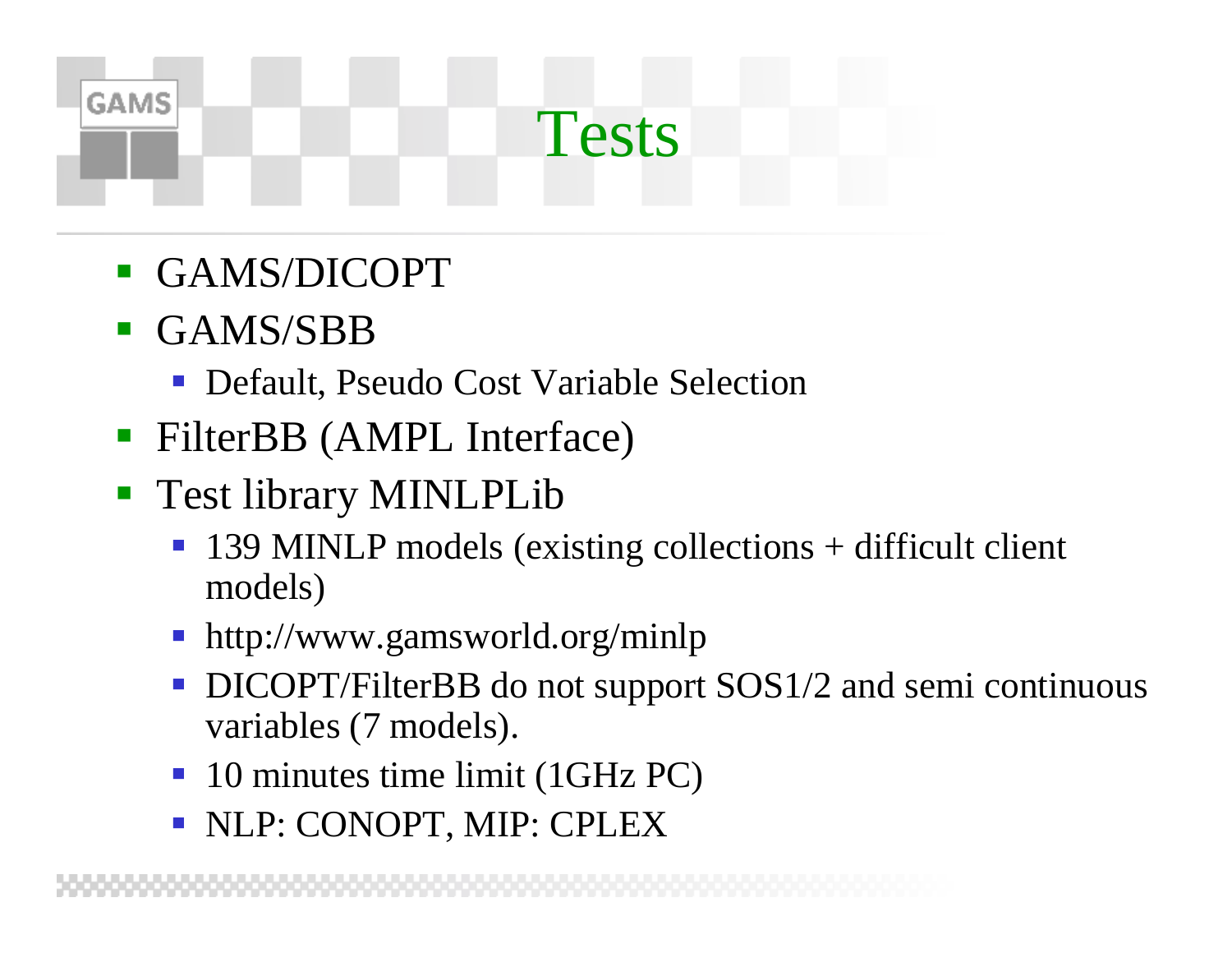# Tests

- GAMS/DICOPT
- GAMS/SBB
  - Default, Pseudo Cost Variable Selection
- FilterBB (AMPL Interface)
- Test library MINLPLib
  - 139 MINLP models (existing collections + difficult client models)
  - http://www.gamsworld.org/minlp
  - DICOPT/FilterBB do not support SOS1/2 and semi continuous variables (7 models).
  - 10 minutes time limit (1GHz PC)
  - NLP: CONOPT, MIP: CPLEX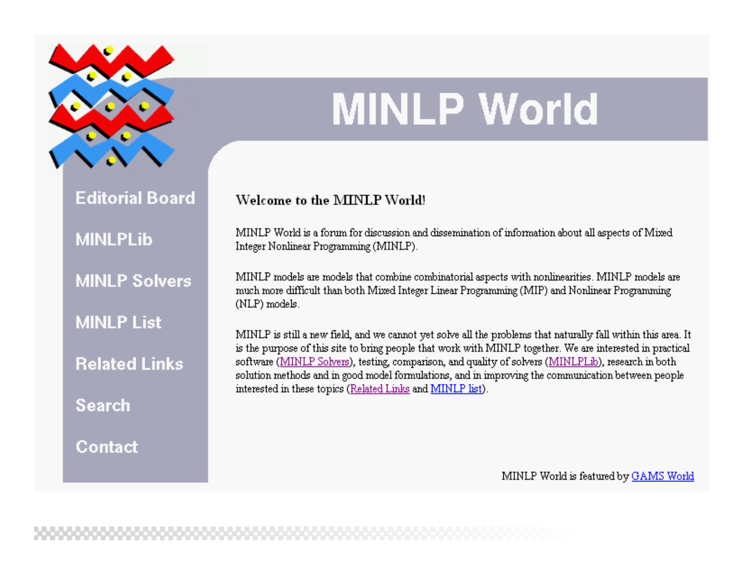# MINLP World

- Editorial Board
- MINLPLib
- MINLP Solvers
- MINLP List
- Related Links
- Search
- Contact

**Welcome to the MINLP World!**

MINLP World is a forum for discussion and dissemination of information about all aspects of Mixed Integer Nonlinear Programming (MINLP).

MINLP models are models that combine combinatorial aspects with nonlinearities. MINLP models are much more difficult than both Mixed Integer Linear Programming (MIP) and Nonlinear Programming (NLP) models.

MINLP is still a new field, and we cannot yet solve all the problems that naturally fall within this area. It is the purpose of this site to bring people that work with MINLP together. We are interested in practical software (MINLP Solvers), testing, comparison, and quality of solvers (MINLPLib), research in both solution methods and in good model formulations, and in improving the communication between people interested in these topics (Related Links and MINLP list).

MINLP World is featured by GAMS World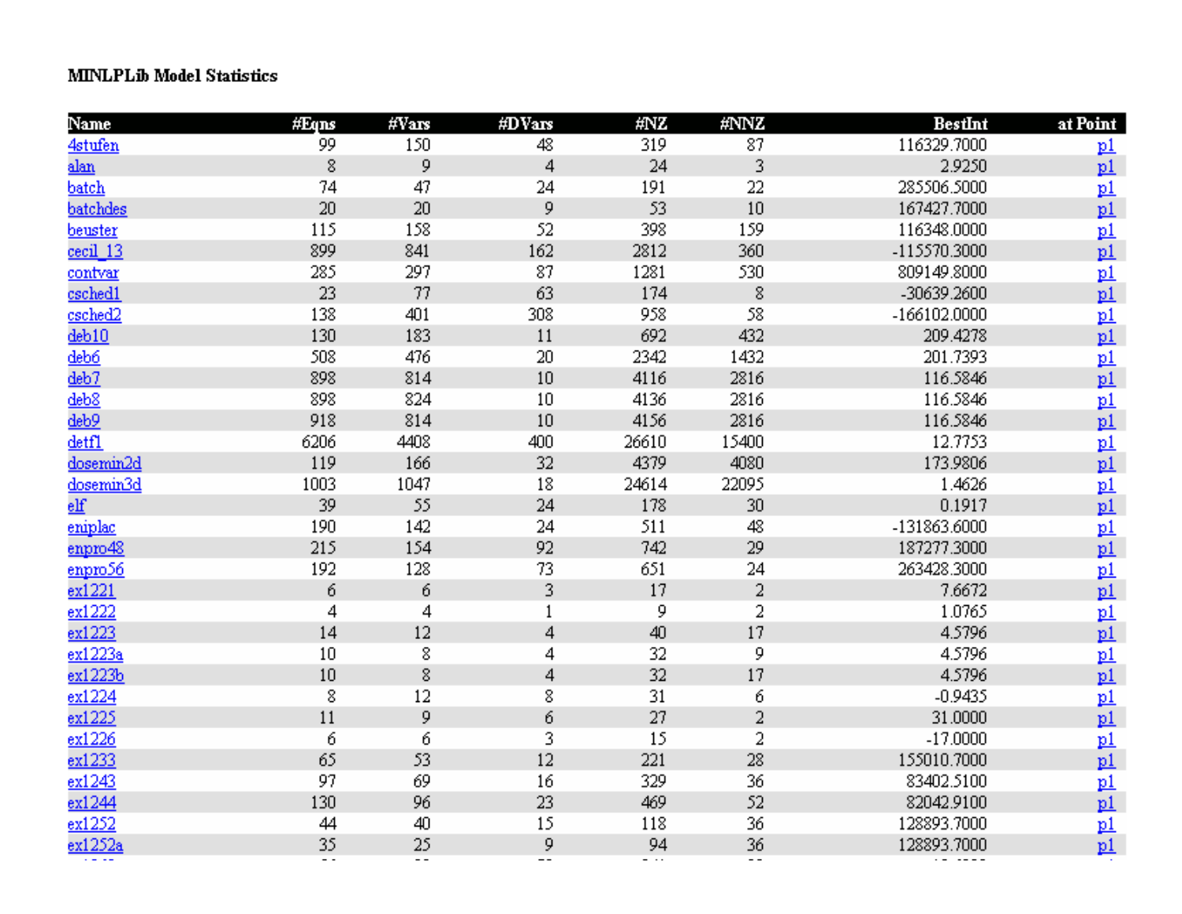**MINLPLib Model Statistics**

| Name | #Eqns | #Vars | #DVars | #NZ | #NNZ | BestInt | at Point |
|---|---|---|---|---|---|---|---|
| 4stufen | 99 | 150 | 48 | 319 | 87 | 116329.7000 | p1 |
| alan | 8 | 9 | 4 | 24 | 3 | 2.9250 | p1 |
| batch | 74 | 47 | 24 | 191 | 22 | 285506.5000 | p1 |
| batchdes | 20 | 20 | 9 | 53 | 10 | 167427.7000 | p1 |
| beuster | 115 | 158 | 52 | 398 | 159 | 116348.0000 | p1 |
| cecil_13 | 899 | 841 | 162 | 2812 | 360 | -115570.3000 | p1 |
| contvar | 285 | 297 | 87 | 1281 | 530 | 809149.8000 | p1 |
| csched1 | 23 | 77 | 63 | 174 | 8 | -30639.2600 | p1 |
| csched2 | 138 | 401 | 308 | 958 | 58 | -166102.0000 | p1 |
| deb10 | 130 | 183 | 11 | 692 | 432 | 209.4278 | p1 |
| deb6 | 508 | 476 | 20 | 2342 | 1432 | 201.7393 | p1 |
| deb7 | 898 | 814 | 10 | 4116 | 2816 | 116.5846 | p1 |
| deb8 | 898 | 824 | 10 | 4136 | 2816 | 116.5846 | p1 |
| deb9 | 918 | 814 | 10 | 4156 | 2816 | 116.5846 | p1 |
| detf1 | 6206 | 4408 | 400 | 26610 | 15400 | 12.7753 | p1 |
| dosemin2d | 119 | 166 | 32 | 4379 | 4080 | 173.9806 | p1 |
| dosemin3d | 1003 | 1047 | 18 | 24614 | 22095 | 1.4626 | p1 |
| elf | 39 | 55 | 24 | 178 | 30 | 0.1917 | p1 |
| eniplac | 190 | 142 | 24 | 511 | 48 | -131863.6000 | p1 |
| enpro48 | 215 | 154 | 92 | 742 | 29 | 187277.3000 | p1 |
| enpro56 | 192 | 128 | 73 | 651 | 24 | 263428.3000 | p1 |
| ex1221 | 6 | 6 | 3 | 17 | 2 | 7.6672 | p1 |
| ex1222 | 4 | 4 | 1 | 9 | 2 | 1.0765 | p1 |
| ex1223 | 14 | 12 | 4 | 40 | 17 | 4.5796 | p1 |
| ex1223a | 10 | 8 | 4 | 32 | 9 | 4.5796 | p1 |
| ex1223b | 10 | 8 | 4 | 32 | 17 | 4.5796 | p1 |
| ex1224 | 8 | 12 | 8 | 31 | 6 | -0.9435 | p1 |
| ex1225 | 11 | 9 | 6 | 27 | 2 | 31.0000 | p1 |
| ex1226 | 6 | 6 | 3 | 15 | 2 | -17.0000 | p1 |
| ex1233 | 65 | 53 | 12 | 221 | 28 | 155010.7000 | p1 |
| ex1243 | 97 | 69 | 16 | 329 | 36 | 83402.5100 | p1 |
| ex1244 | 130 | 96 | 23 | 469 | 52 | 82042.9100 | p1 |
| ex1252 | 44 | 40 | 15 | 118 | 36 | 128893.7000 | p1 |
| ex1252a | 35 | 25 | 9 | 94 | 36 | 128893.7000 | p1 |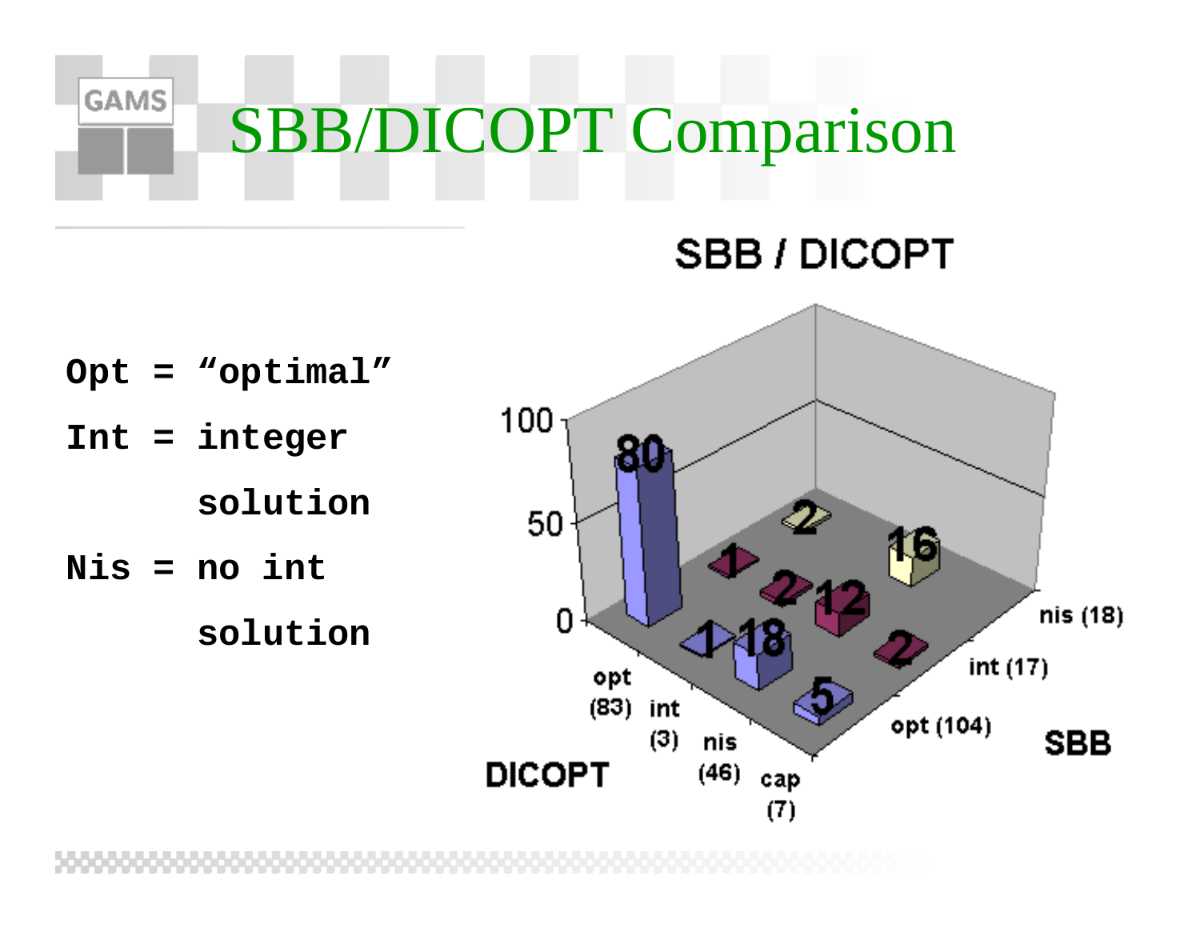# SBB/DICOPT Comparison

**Opt = "optimal"**

**Int = integer solution**

**Nis = no int solution**

SBB / DICOPT

100

50

0

80

2

1

16

2

12

1

18

2

5

opt (83) int (3) nis (46) cap (7)

DICOPT

nis (18) int (17) opt (104)

SBB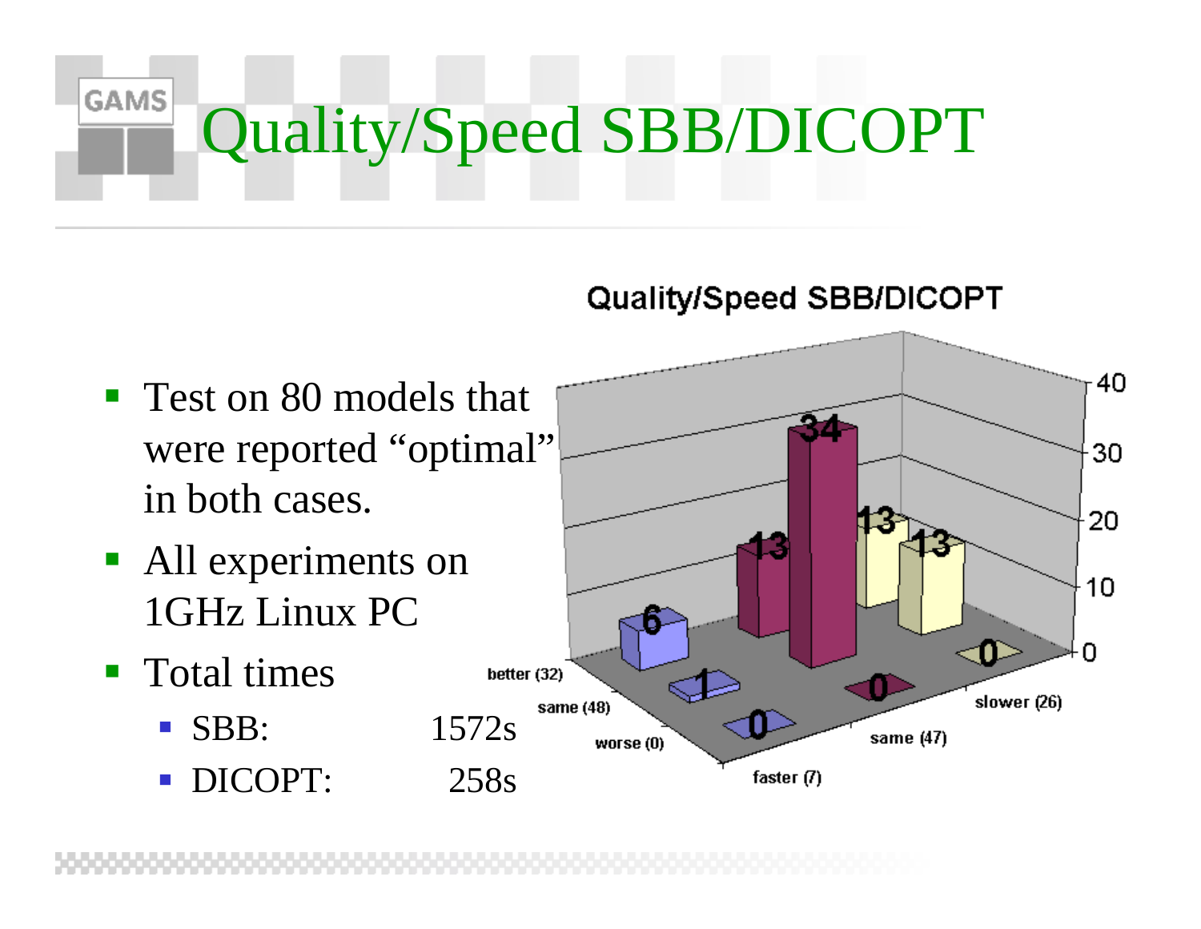# Quality/Speed SBB/DICOPT

- Test on 80 models that were reported "optimal" in both cases.
- All experiments on 1GHz Linux PC
- Total times
  - SBB: 1572s
  - DICOPT: 258s

**Quality/Speed SBB/DICOPT**

| | faster (7) | same (47) | slower (26) |
|---|---|---|---|
| better (32) | 6 | 13 | 13 |
| same (48) | 1 | 34 | 13 |
| worse (0) | 0 | 0 | 0 |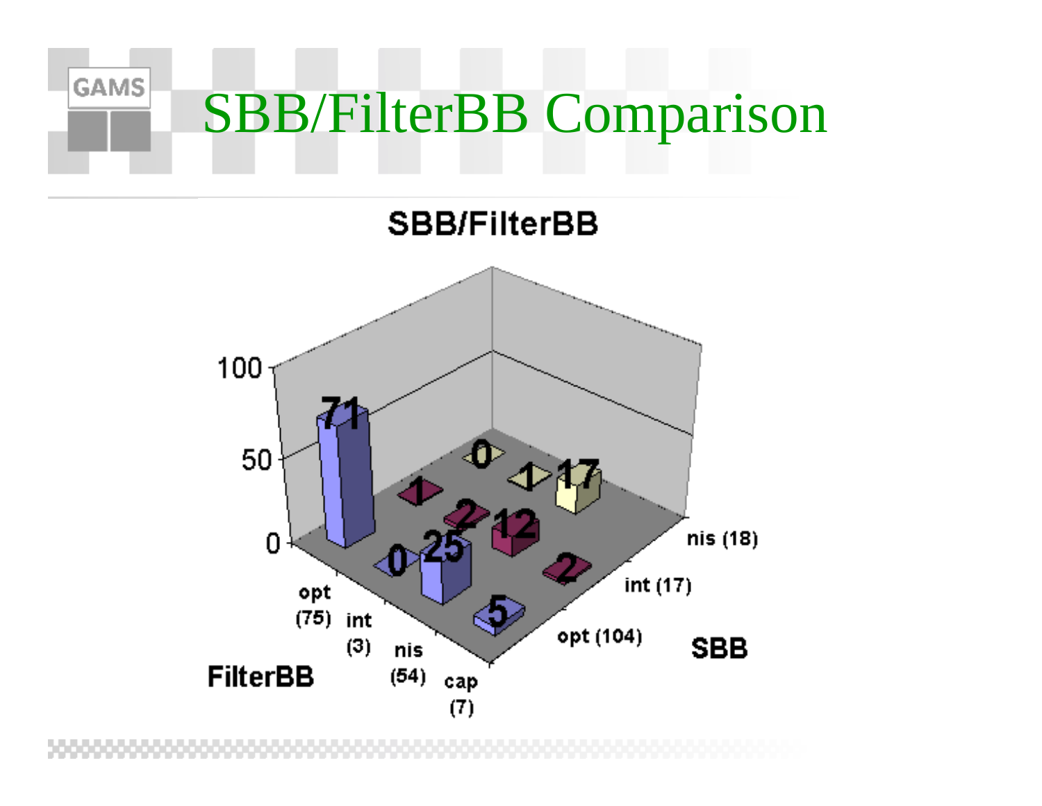# SBB/FilterBB Comparison

**SBB/FilterBB**

| FilterBB \ SBB | opt (104) | int (17) | nis (18) |
|---|---|---|---|
| opt (75) | 71 | 1 | 0 |
| int (3) | 0 | 2 | 1 |
| nis (54) | 25 | 12 | 17 |
| cap (7) | 5 | 2 | |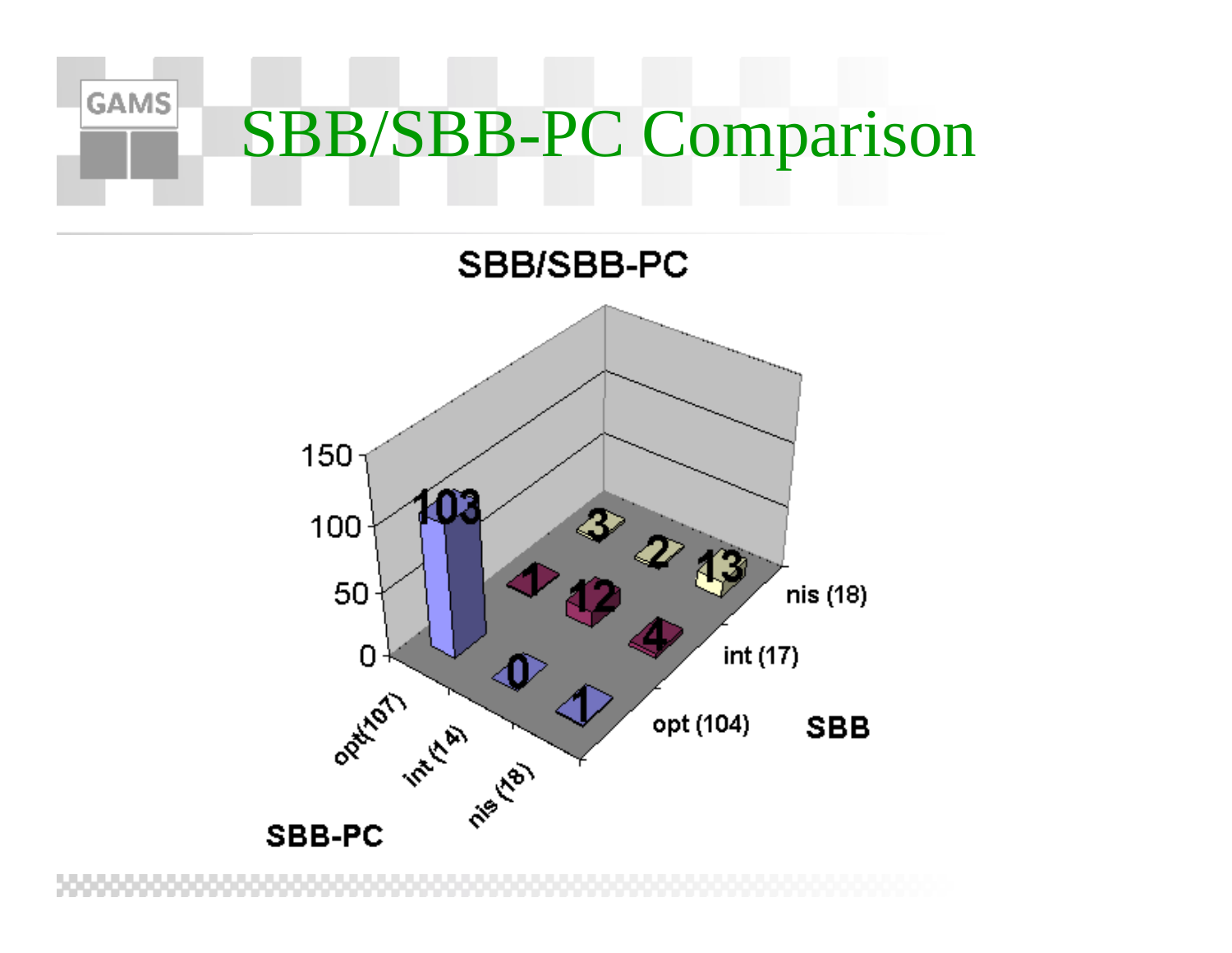# SBB/SBB-PC Comparison

**SBB/SBB-PC**

| SBB-PC \ SBB | opt (104) | int (17) | nis (18) |
|---|---|---|---|
| opt(107) | 103 | 1 | 3 |
| int (14) | 0 | 12 | 2 |
| nis (18) | 1 | 4 | 13 |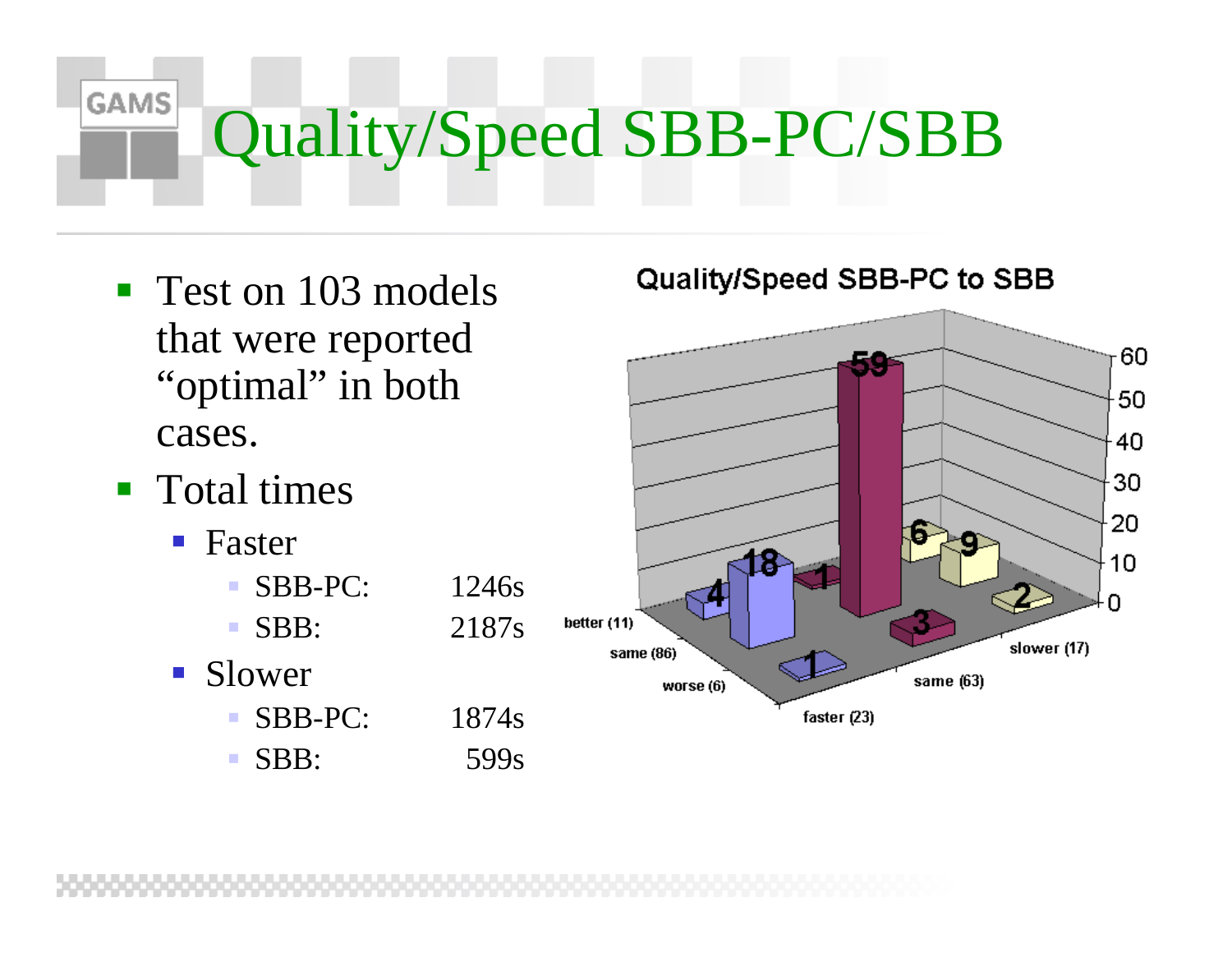# Quality/Speed SBB-PC/SBB

- Test on 103 models that were reported "optimal" in both cases.
- Total times
  - Faster
    - SBB-PC: 1246s
    - SBB: 2187s
  - Slower
    - SBB-PC: 1874s
    - SBB: 599s

**Quality/Speed SBB-PC to SBB**

| | faster (23) | same (63) | slower (17) |
|---|---|---|---|
| better (11) | 4 | 1 | 6 |
| same (86) | 18 | 59 | 9 |
| worse (6) | 1 | 3 | 2 |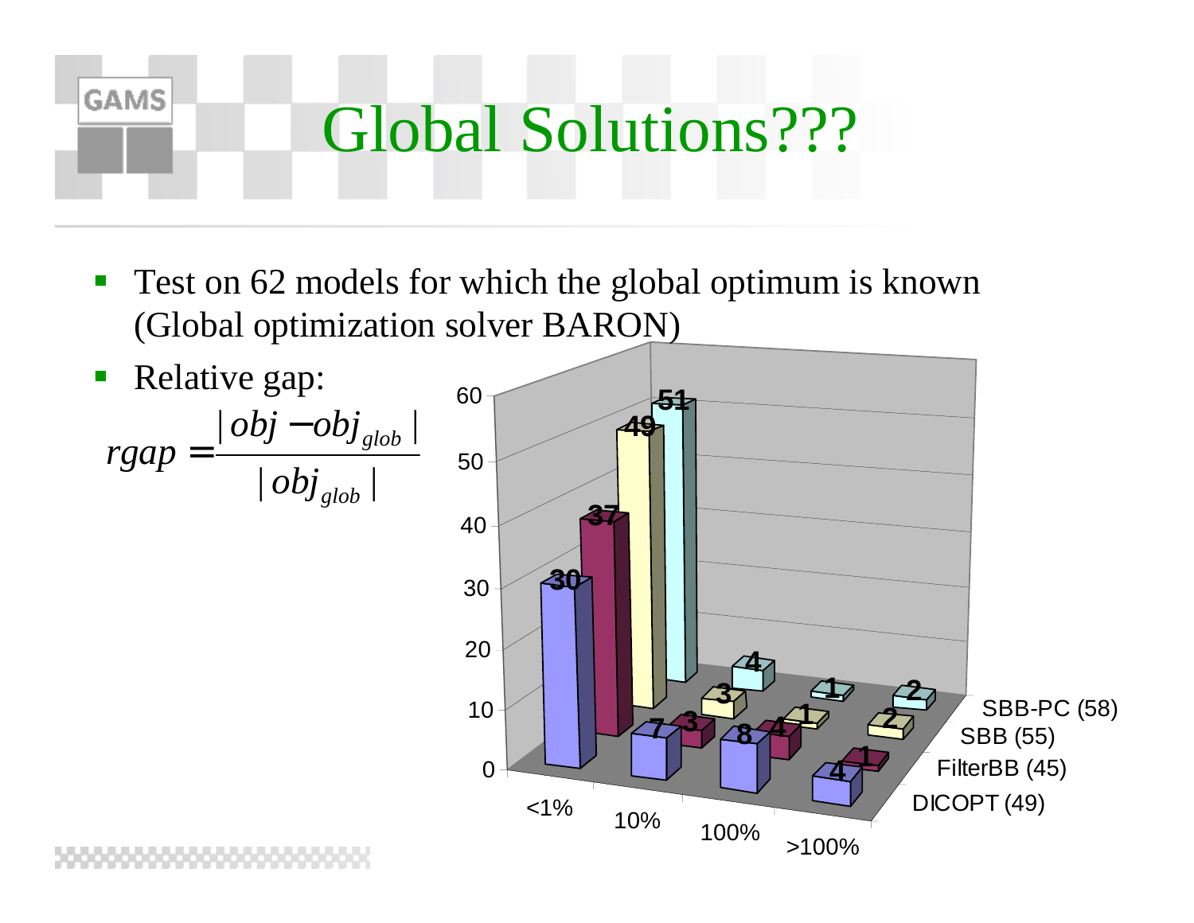# Global Solutions???

- Test on 62 models for which the global optimum is known (Global optimization solver BARON)
- Relative gap:

$$rgap = \frac{|obj - obj_{glob}|}{|obj_{glob}|}$$

| | <1% | 10% | 100% | >100% |
|---|---|---|---|---|
| DICOPT (49) | 30 | 7 | 8 | 4 |
| FilterBB (45) | 37 | 3 | 4 | 1 |
| SBB (55) | 49 | 3 | 1 | 2 |
| SBB-PC (58) | 51 | 4 | 1 | 2 |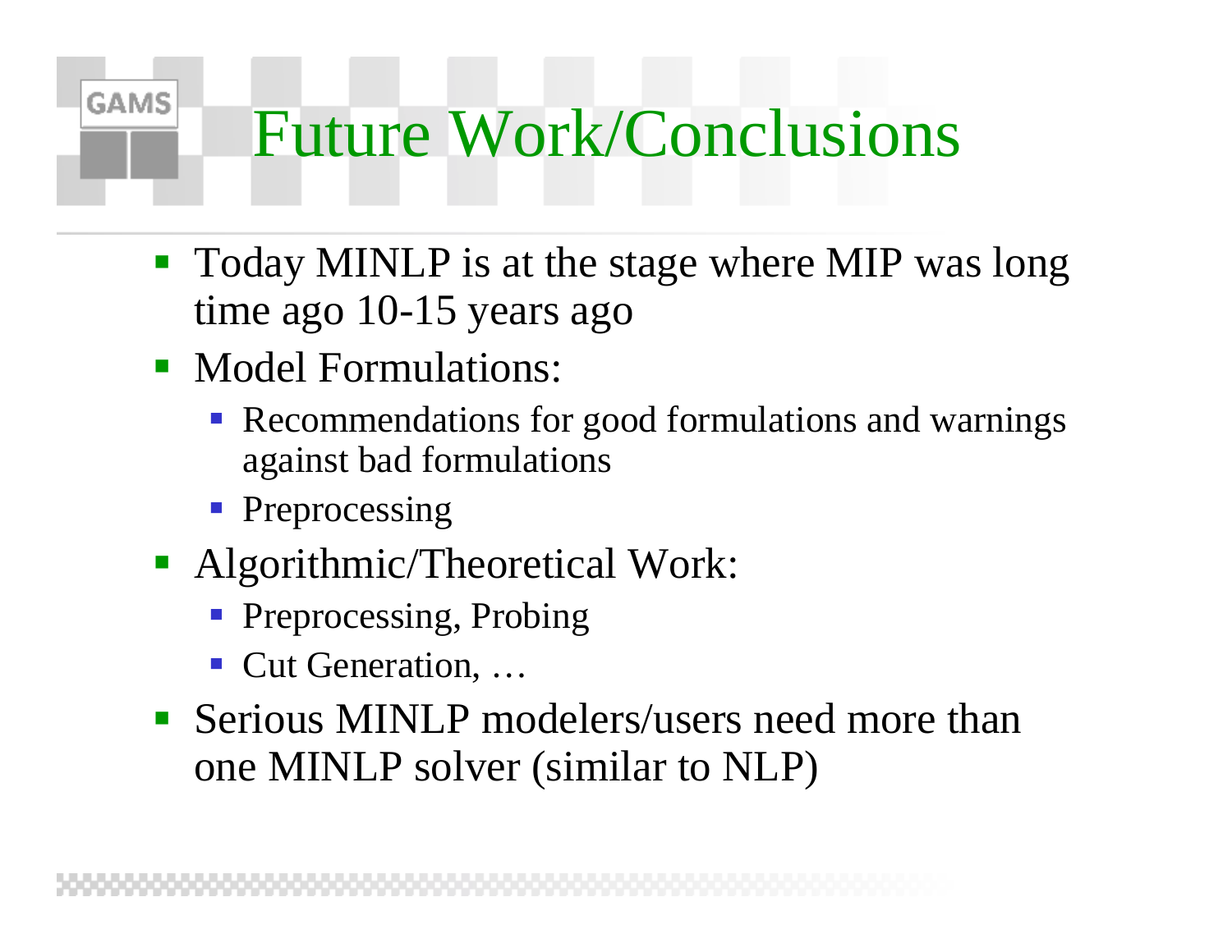# Future Work/Conclusions

- Today MINLP is at the stage where MIP was long time ago 10-15 years ago
- Model Formulations:
  - Recommendations for good formulations and warnings against bad formulations
  - Preprocessing
- Algorithmic/Theoretical Work:
  - Preprocessing, Probing
  - Cut Generation, …
- Serious MINLP modelers/users need more than one MINLP solver (similar to NLP)